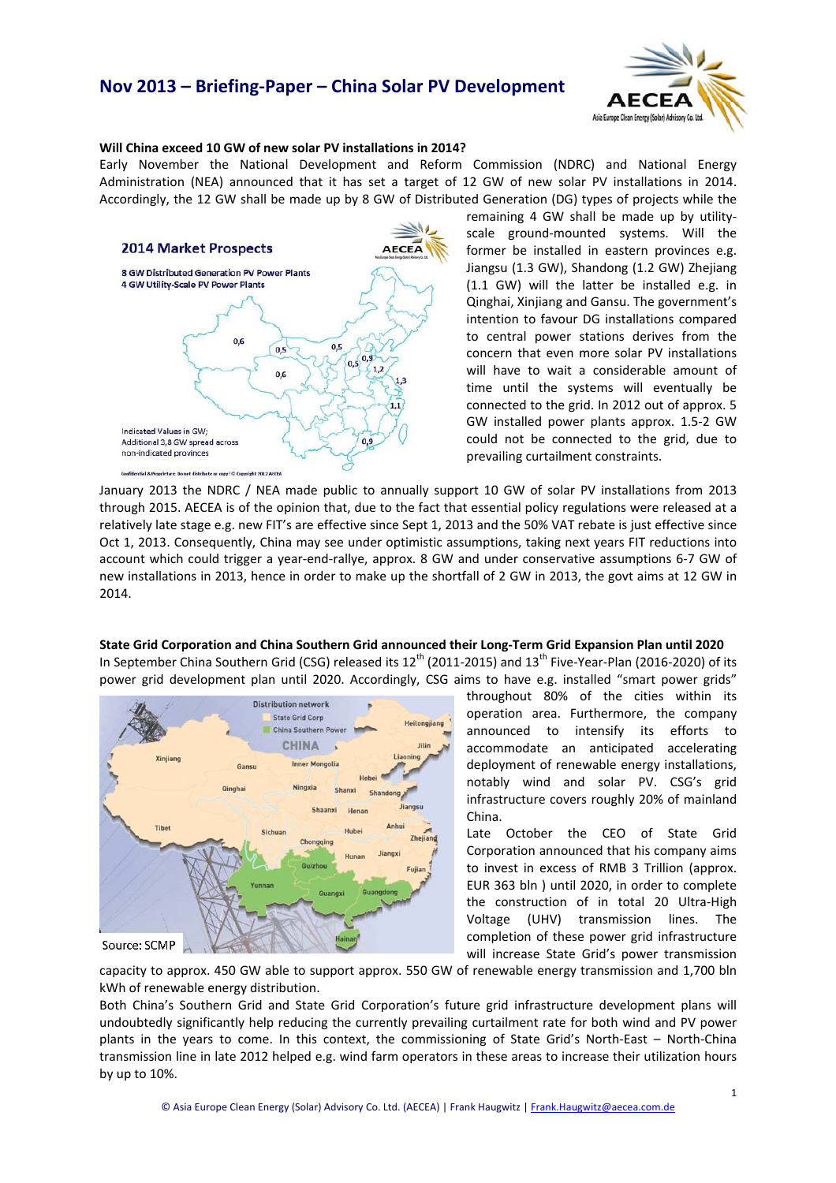# Nov 2013 – Briefing-Paper – China Solar PV Development

### Will China exceed 10 GW of new solar PV installations in 2014?

Early November the National Development and Reform Commission (NDRC) and National Energy Administration (NEA) announced that it has set a target of 12 GW of new solar PV installations in 2014. Accordingly, the 12 GW shall be made up by 8 GW of Distributed Generation (DG) types of projects while the remaining 4 GW shall be made up by utility-scale ground-mounted systems. Will the former be installed in eastern provinces e.g. Jiangsu (1.3 GW), Shandong (1.2 GW) Zhejiang (1.1 GW) will the latter be installed e.g. in Qinghai, Xinjiang and Gansu. The government's intention to favour DG installations compared to central power stations derives from the concern that even more solar PV installations will have to wait a considerable amount of time until the systems will eventually be connected to the grid. In 2012 out of approx. 5 GW installed power plants approx. 1.5-2 GW could not be connected to the grid, due to prevailing curtailment constraints.

January 2013 the NDRC / NEA made public to annually support 10 GW of solar PV installations from 2013 through 2015. AECEA is of the opinion that, due to the fact that essential policy regulations were released at a relatively late stage e.g. new FIT's are effective since Sept 1, 2013 and the 50% VAT rebate is just effective since Oct 1, 2013. Consequently, China may see under optimistic assumptions, taking next years FIT reductions into account which could trigger a year-end-rallye, approx. 8 GW and under conservative assumptions 6-7 GW of new installations in 2013, hence in order to make up the shortfall of 2 GW in 2013, the govt aims at 12 GW in 2014.

### State Grid Corporation and China Southern Grid announced their Long-Term Grid Expansion Plan until 2020

In September China Southern Grid (CSG) released its 12th (2011-2015) and 13th Five-Year-Plan (2016-2020) of its power grid development plan until 2020. Accordingly, CSG aims to have e.g. installed "smart power grids" throughout 80% of the cities within its operation area. Furthermore, the company announced to intensify its efforts to accommodate an anticipated accelerating deployment of renewable energy installations, notably wind and solar PV. CSG's grid infrastructure covers roughly 20% of mainland China.

Late October the CEO of State Grid Corporation announced that his company aims to invest in excess of RMB 3 Trillion (approx. EUR 363 bln ) until 2020, in order to complete the construction of in total 20 Ultra-High Voltage (UHV) transmission lines. The completion of these power grid infrastructure will increase State Grid's power transmission capacity to approx. 450 GW able to support approx. 550 GW of renewable energy transmission and 1,700 bln kWh of renewable energy distribution.

Source: SCMP

Both China's Southern Grid and State Grid Corporation's future grid infrastructure development plans will undoubtedly significantly help reducing the currently prevailing curtailment rate for both wind and PV power plants in the years to come. In this context, the commissioning of State Grid's North-East – North-China transmission line in late 2012 helped e.g. wind farm operators in these areas to increase their utilization hours by up to 10%.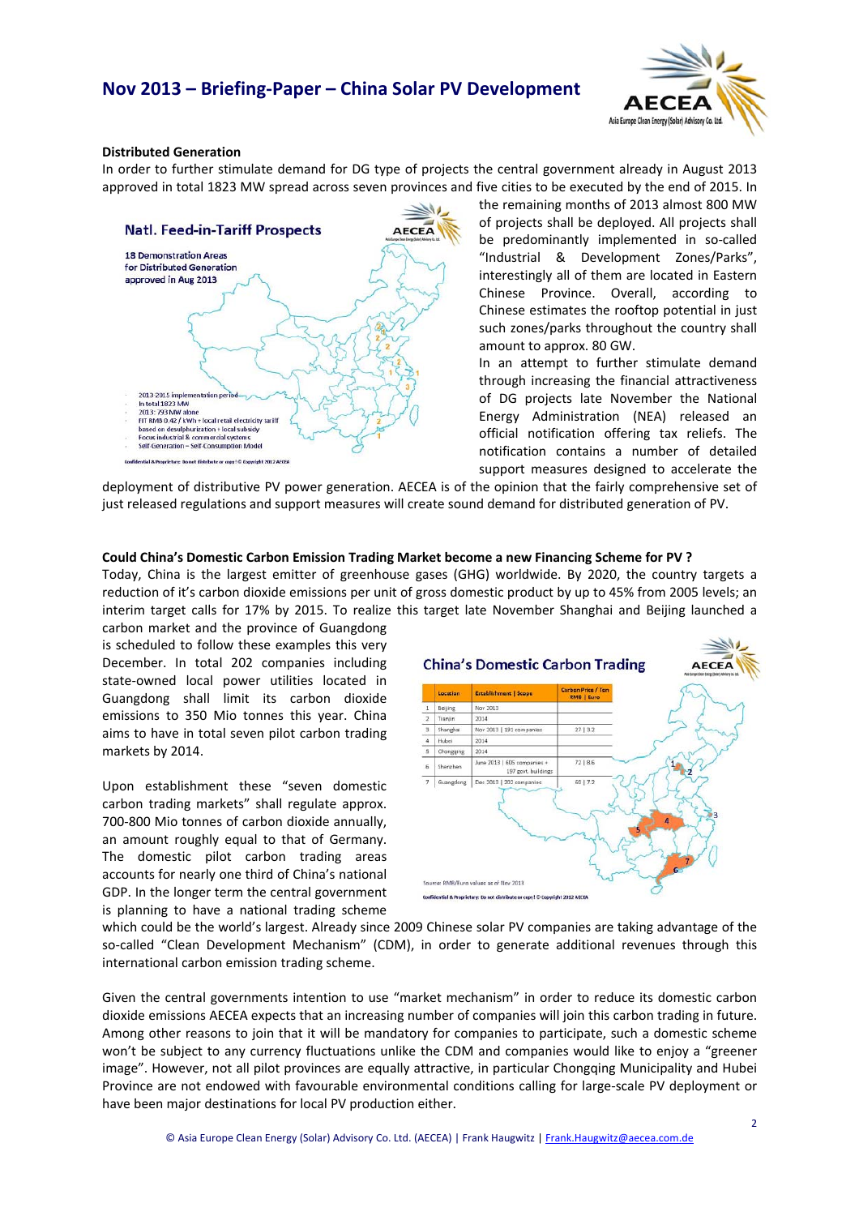## Distributed Generation

In order to further stimulate demand for DG type of projects the central government already in August 2013 approved in total 1823 MW spread across seven provinces and five cities to be executed by the end of 2015. In the remaining months of 2013 almost 800 MW of projects shall be deployed. All projects shall be predominantly implemented in so-called "Industrial & Development Zones/Parks", interestingly all of them are located in Eastern Chinese Province. Overall, according to Chinese estimates the rooftop potential in just such zones/parks throughout the country shall amount to approx. 80 GW.

In an attempt to further stimulate demand through increasing the financial attractiveness of DG projects late November the National Energy Administration (NEA) released an official notification offering tax reliefs. The notification contains a number of detailed support measures designed to accelerate the deployment of distributive PV power generation. AECEA is of the opinion that the fairly comprehensive set of just released regulations and support measures will create sound demand for distributed generation of PV.

**Natl. Feed-in-Tariff Prospects**

18 Demonstration Areas for Distributed Generation approved in Aug 2013

- 2013-2015 implementation period
- In total 1823 MW
- 2013: 793 MW alone
- FIT RMB 0.42 / kWh + local retail electricity tariff based on desulphurization + local subsidy
- Focus industrial & commercial systems
- Self-Generation – Self-Consumption Model

Confidential & Proprietary: Do not distribute or copy! © Copyright 2012 AECEA

## Could China's Domestic Carbon Emission Trading Market become a new Financing Scheme for PV ?

Today, China is the largest emitter of greenhouse gases (GHG) worldwide. By 2020, the country targets a reduction of it's carbon dioxide emissions per unit of gross domestic product by up to 45% from 2005 levels; an interim target calls for 17% by 2015. To realize this target late November Shanghai and Beijing launched a carbon market and the province of Guangdong is scheduled to follow these examples this very December. In total 202 companies including state-owned local power utilities located in Guangdong shall limit its carbon dioxide emissions to 350 Mio tonnes this year. China aims to have in total seven pilot carbon trading markets by 2014.

Upon establishment these "seven domestic carbon trading markets" shall regulate approx. 700-800 Mio tonnes of carbon dioxide annually, an amount roughly equal to that of Germany. The domestic pilot carbon trading areas accounts for nearly one third of China's national GDP. In the longer term the central government is planning to have a national trading scheme which could be the world's largest. Already since 2009 Chinese solar PV companies are taking advantage of the so-called "Clean Development Mechanism" (CDM), in order to generate additional revenues through this international carbon emission trading scheme.

**China's Domestic Carbon Trading**

| | Location | Establishment \| Scope | Carbon Price / Ton RMB \| Euro |
|---|---|---|---|
| 1 | Beijing | Nov 2013 | |
| 2 | Tianjin | 2014 | |
| 3 | Shanghai | Nov 2013 \| 191 companies | 27 \| 3.2 |
| 4 | Hubei | 2014 | |
| 5 | Chongqing | 2014 | |
| 6 | Shenzhen | June 2013 \| 605 companies + 197 govt. buildings | 72 \| 8.6 |
| 7 | Guangdong | Dec 2013 \| 202 companies | 60 \| 7.2 |

Source: RMB/Euro values as of Nov 2013

Confidential & Proprietary: Do not distribute or copy! © Copyright 2012 AECEA

Given the central governments intention to use "market mechanism" in order to reduce its domestic carbon dioxide emissions AECEA expects that an increasing number of companies will join this carbon trading in future. Among other reasons to join that it will be mandatory for companies to participate, such a domestic scheme won't be subject to any currency fluctuations unlike the CDM and companies would like to enjoy a "greener image". However, not all pilot provinces are equally attractive, in particular Chongqing Municipality and Hubei Province are not endowed with favourable environmental conditions calling for large-scale PV deployment or have been major destinations for local PV production either.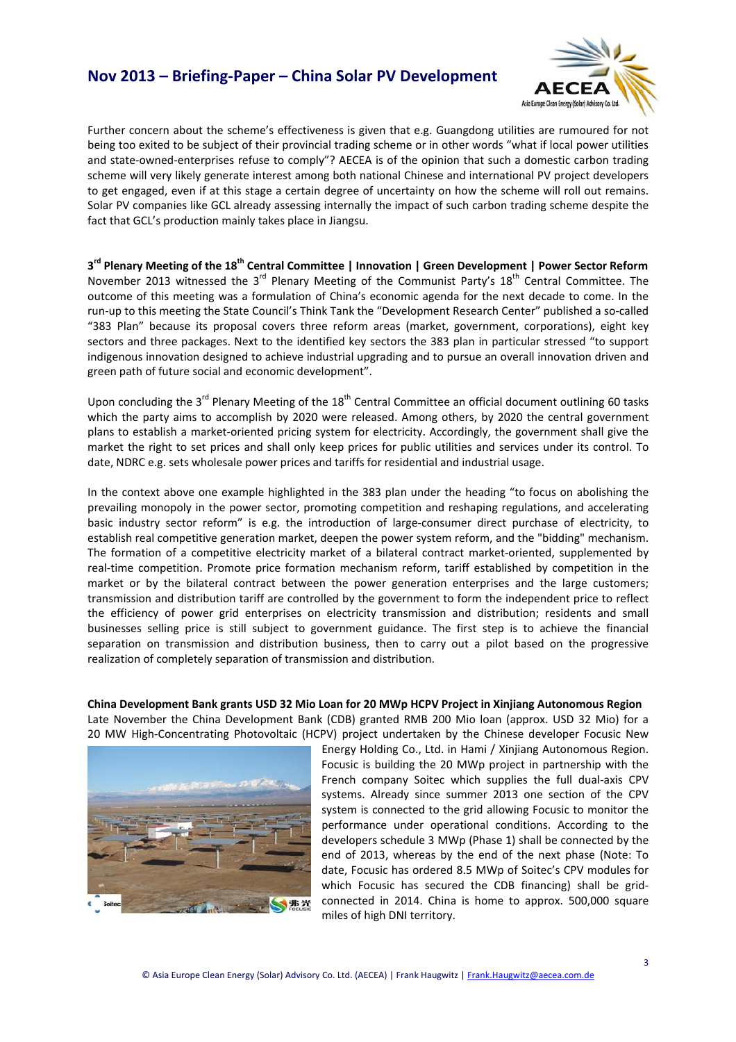Further concern about the scheme's effectiveness is given that e.g. Guangdong utilities are rumoured for not being too exited to be subject of their provincial trading scheme or in other words "what if local power utilities and state-owned-enterprises refuse to comply"? AECEA is of the opinion that such a domestic carbon trading scheme will very likely generate interest among both national Chinese and international PV project developers to get engaged, even if at this stage a certain degree of uncertainty on how the scheme will roll out remains. Solar PV companies like GCL already assessing internally the impact of such carbon trading scheme despite the fact that GCL's production mainly takes place in Jiangsu.

**3rd Plenary Meeting of the 18th Central Committee | Innovation | Green Development | Power Sector Reform**

November 2013 witnessed the 3rd Plenary Meeting of the Communist Party's 18th Central Committee. The outcome of this meeting was a formulation of China's economic agenda for the next decade to come. In the run-up to this meeting the State Council's Think Tank the "Development Research Center" published a so-called "383 Plan" because its proposal covers three reform areas (market, government, corporations), eight key sectors and three packages. Next to the identified key sectors the 383 plan in particular stressed "to support indigenous innovation designed to achieve industrial upgrading and to pursue an overall innovation driven and green path of future social and economic development".

Upon concluding the 3rd Plenary Meeting of the 18th Central Committee an official document outlining 60 tasks which the party aims to accomplish by 2020 were released. Among others, by 2020 the central government plans to establish a market-oriented pricing system for electricity. Accordingly, the government shall give the market the right to set prices and shall only keep prices for public utilities and services under its control. To date, NDRC e.g. sets wholesale power prices and tariffs for residential and industrial usage.

In the context above one example highlighted in the 383 plan under the heading "to focus on abolishing the prevailing monopoly in the power sector, promoting competition and reshaping regulations, and accelerating basic industry sector reform" is e.g. the introduction of large-consumer direct purchase of electricity, to establish real competitive generation market, deepen the power system reform, and the "bidding" mechanism. The formation of a competitive electricity market of a bilateral contract market-oriented, supplemented by real-time competition. Promote price formation mechanism reform, tariff established by competition in the market or by the bilateral contract between the power generation enterprises and the large customers; transmission and distribution tariff are controlled by the government to form the independent price to reflect the efficiency of power grid enterprises on electricity transmission and distribution; residents and small businesses selling price is still subject to government guidance. The first step is to achieve the financial separation on transmission and distribution business, then to carry out a pilot based on the progressive realization of completely separation of transmission and distribution.

**China Development Bank grants USD 32 Mio Loan for 20 MWp HCPV Project in Xinjiang Autonomous Region**

Late November the China Development Bank (CDB) granted RMB 200 Mio loan (approx. USD 32 Mio) for a 20 MW High-Concentrating Photovoltaic (HCPV) project undertaken by the Chinese developer Focusic New Energy Holding Co., Ltd. in Hami / Xinjiang Autonomous Region. Focusic is building the 20 MWp project in partnership with the French company Soitec which supplies the full dual-axis CPV systems. Already since summer 2013 one section of the CPV system is connected to the grid allowing Focusic to monitor the performance under operational conditions. According to the developers schedule 3 MWp (Phase 1) shall be connected by the end of 2013, whereas by the end of the next phase (Note: To date, Focusic has ordered 8.5 MWp of Soitec's CPV modules for which Focusic has secured the CDB financing) shall be grid-connected in 2014. China is home to approx. 500,000 square miles of high DNI territory.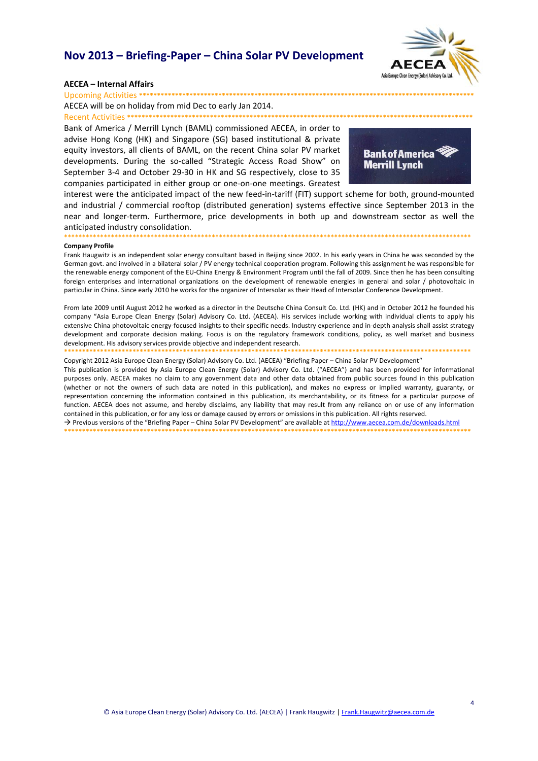**AECEA – Internal Affairs**

Upcoming Activities ******************************************************************************************************

AECEA will be on holiday from mid Dec to early Jan 2014.

Recent Activities ******************************************************************************************************

Bank of America / Merrill Lynch (BAML) commissioned AECEA, in order to advise Hong Kong (HK) and Singapore (SG) based institutional & private equity investors, all clients of BAML, on the recent China solar PV market developments. During the so-called "Strategic Access Road Show" on September 3-4 and October 29-30 in HK and SG respectively, close to 35 companies participated in either group or one-on-one meetings. Greatest interest were the anticipated impact of the new feed-in-tariff (FIT) support scheme for both, ground-mounted and industrial / commercial rooftop (distributed generation) systems effective since September 2013 in the near and longer-term. Furthermore, price developments in both up and downstream sector as well the anticipated industry consolidation.

******************************************************************************************************************

**Company Profile**

Frank Haugwitz is an independent solar energy consultant based in Beijing since 2002. In his early years in China he was seconded by the German govt. and involved in a bilateral solar / PV energy technical cooperation program. Following this assignment he was responsible for the renewable energy component of the EU-China Energy & Environment Program until the fall of 2009. Since then he has been consulting foreign enterprises and international organizations on the development of renewable energies in general and solar / photovoltaic in particular in China. Since early 2010 he works for the organizer of Intersolar as their Head of Intersolar Conference Development.

From late 2009 until August 2012 he worked as a director in the Deutsche China Consult Co. Ltd. (HK) and in October 2012 he founded his company "Asia Europe Clean Energy (Solar) Advisory Co. Ltd. (AECEA). His services include working with individual clients to apply his extensive China photovoltaic energy-focused insights to their specific needs. Industry experience and in-depth analysis shall assist strategy development and corporate decision making. Focus is on the regulatory framework conditions, policy, as well market and business development. His advisory services provide objective and independent research.

******************************************************************************************************************

Copyright 2012 Asia Europe Clean Energy (Solar) Advisory Co. Ltd. (AECEA) "Briefing Paper – China Solar PV Development"

This publication is provided by Asia Europe Clean Energy (Solar) Advisory Co. Ltd. ("AECEA") and has been provided for informational purposes only. AECEA makes no claim to any government data and other data obtained from public sources found in this publication (whether or not the owners of such data are noted in this publication), and makes no express or implied warranty, guaranty, or representation concerning the information contained in this publication, its merchantability, or its fitness for a particular purpose of function. AECEA does not assume, and hereby disclaims, any liability that may result from any reliance on or use of any information contained in this publication, or for any loss or damage caused by errors or omissions in this publication. All rights reserved.

→ Previous versions of the "Briefing Paper – China Solar PV Development" are available at [http://www.aecea.com.de/downloads.html](http://www.aecea.com.de/downloads.html)

******************************************************************************************************************